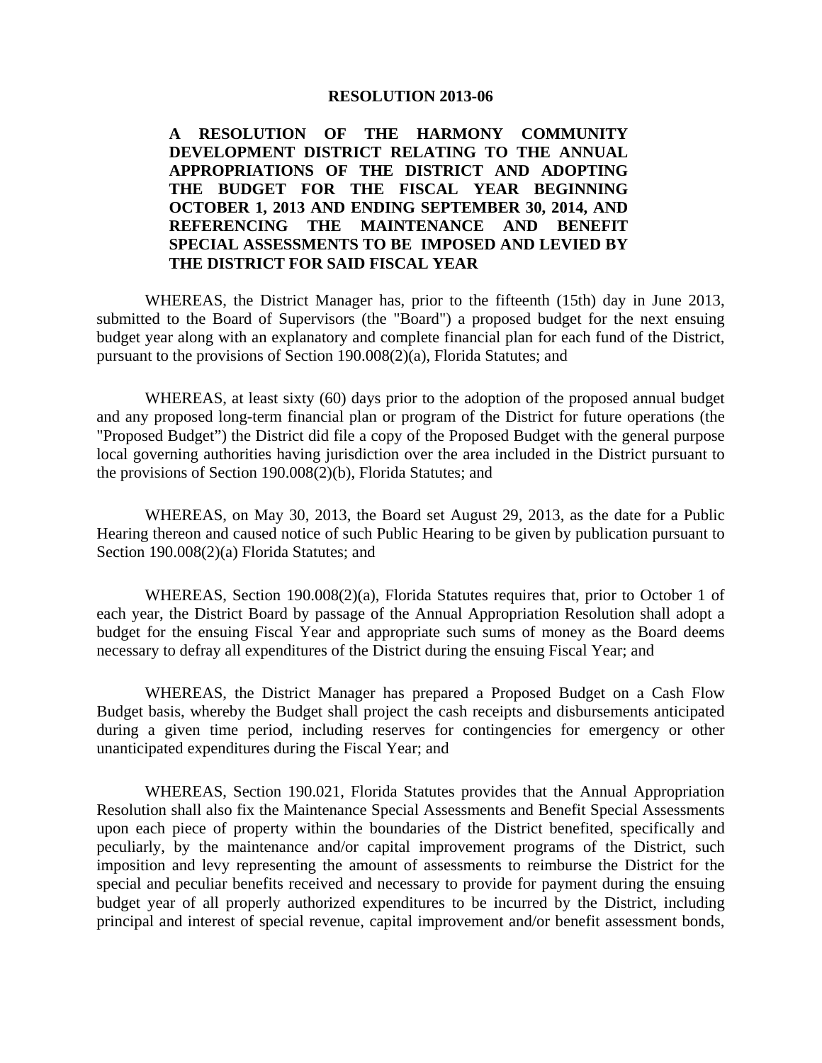**RESOLUTION 2013-06**

**A RESOLUTION OF THE HARMONY COMMUNITY DEVELOPMENT DISTRICT RELATING TO THE ANNUAL APPROPRIATIONS OF THE DISTRICT AND ADOPTING THE BUDGET FOR THE FISCAL YEAR BEGINNING OCTOBER 1, 2013 AND ENDING SEPTEMBER 30, 2014, AND REFERENCING THE MAINTENANCE AND BENEFIT SPECIAL ASSESSMENTS TO BE IMPOSED AND LEVIED BY THE DISTRICT FOR SAID FISCAL YEAR**

WHEREAS, the District Manager has, prior to the fifteenth (15th) day in June 2013, submitted to the Board of Supervisors (the "Board") a proposed budget for the next ensuing budget year along with an explanatory and complete financial plan for each fund of the District, pursuant to the provisions of Section 190.008(2)(a), Florida Statutes; and

WHEREAS, at least sixty (60) days prior to the adoption of the proposed annual budget and any proposed long-term financial plan or program of the District for future operations (the "Proposed Budget") the District did file a copy of the Proposed Budget with the general purpose local governing authorities having jurisdiction over the area included in the District pursuant to the provisions of Section 190.008(2)(b), Florida Statutes; and

WHEREAS, on May 30, 2013, the Board set August 29, 2013, as the date for a Public Hearing thereon and caused notice of such Public Hearing to be given by publication pursuant to Section 190.008(2)(a) Florida Statutes; and

WHEREAS, Section 190.008(2)(a), Florida Statutes requires that, prior to October 1 of each year, the District Board by passage of the Annual Appropriation Resolution shall adopt a budget for the ensuing Fiscal Year and appropriate such sums of money as the Board deems necessary to defray all expenditures of the District during the ensuing Fiscal Year; and

WHEREAS, the District Manager has prepared a Proposed Budget on a Cash Flow Budget basis, whereby the Budget shall project the cash receipts and disbursements anticipated during a given time period, including reserves for contingencies for emergency or other unanticipated expenditures during the Fiscal Year; and

WHEREAS, Section 190.021, Florida Statutes provides that the Annual Appropriation Resolution shall also fix the Maintenance Special Assessments and Benefit Special Assessments upon each piece of property within the boundaries of the District benefited, specifically and peculiarly, by the maintenance and/or capital improvement programs of the District, such imposition and levy representing the amount of assessments to reimburse the District for the special and peculiar benefits received and necessary to provide for payment during the ensuing budget year of all properly authorized expenditures to be incurred by the District, including principal and interest of special revenue, capital improvement and/or benefit assessment bonds,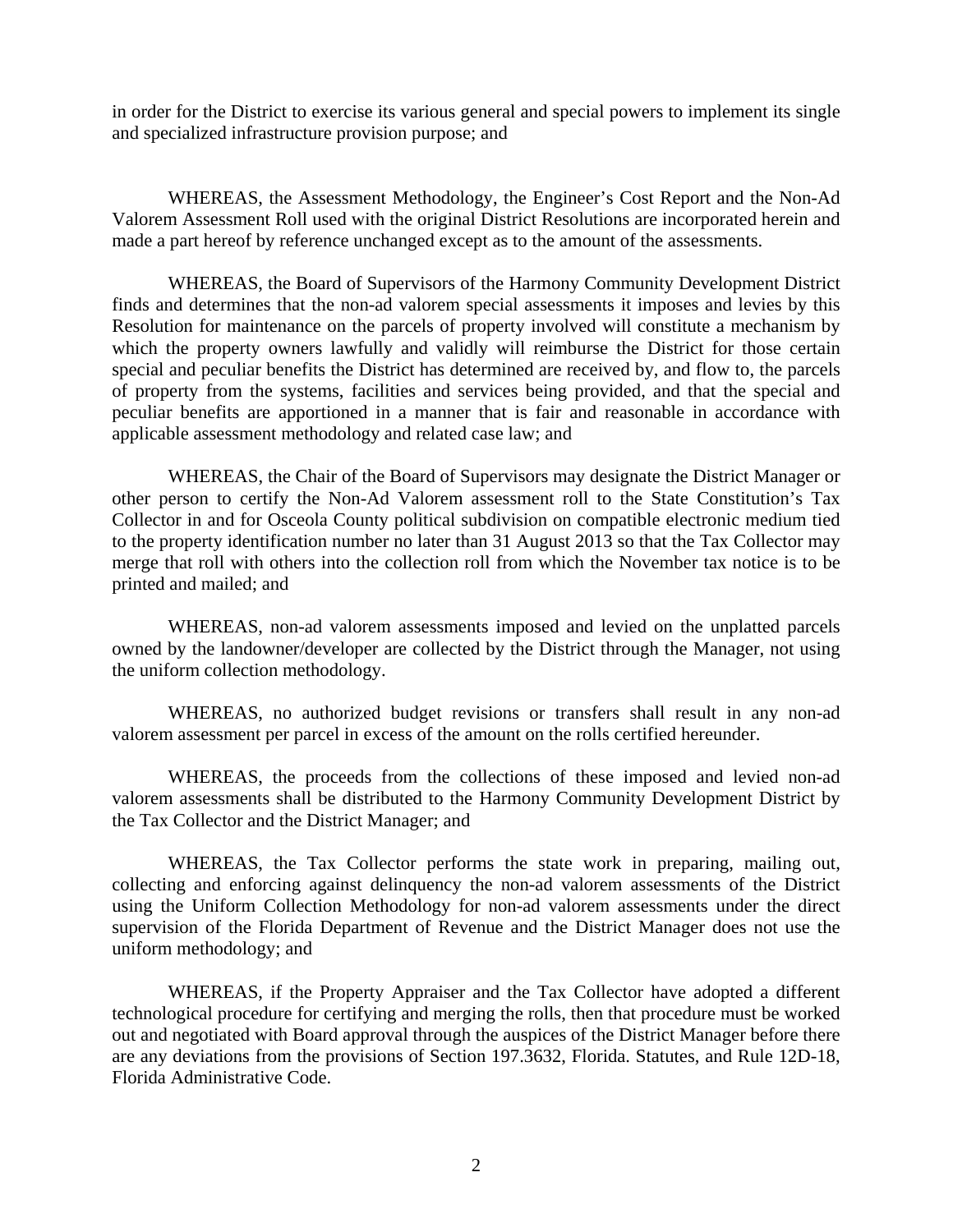in order for the District to exercise its various general and special powers to implement its single and specialized infrastructure provision purpose; and

WHEREAS, the Assessment Methodology, the Engineer's Cost Report and the Non-Ad Valorem Assessment Roll used with the original District Resolutions are incorporated herein and made a part hereof by reference unchanged except as to the amount of the assessments.

WHEREAS, the Board of Supervisors of the Harmony Community Development District finds and determines that the non-ad valorem special assessments it imposes and levies by this Resolution for maintenance on the parcels of property involved will constitute a mechanism by which the property owners lawfully and validly will reimburse the District for those certain special and peculiar benefits the District has determined are received by, and flow to, the parcels of property from the systems, facilities and services being provided, and that the special and peculiar benefits are apportioned in a manner that is fair and reasonable in accordance with applicable assessment methodology and related case law; and

WHEREAS, the Chair of the Board of Supervisors may designate the District Manager or other person to certify the Non-Ad Valorem assessment roll to the State Constitution's Tax Collector in and for Osceola County political subdivision on compatible electronic medium tied to the property identification number no later than 31 August 2013 so that the Tax Collector may merge that roll with others into the collection roll from which the November tax notice is to be printed and mailed; and

WHEREAS, non-ad valorem assessments imposed and levied on the unplatted parcels owned by the landowner/developer are collected by the District through the Manager, not using the uniform collection methodology.

WHEREAS, no authorized budget revisions or transfers shall result in any non-ad valorem assessment per parcel in excess of the amount on the rolls certified hereunder.

WHEREAS, the proceeds from the collections of these imposed and levied non-ad valorem assessments shall be distributed to the Harmony Community Development District by the Tax Collector and the District Manager; and

WHEREAS, the Tax Collector performs the state work in preparing, mailing out, collecting and enforcing against delinquency the non-ad valorem assessments of the District using the Uniform Collection Methodology for non-ad valorem assessments under the direct supervision of the Florida Department of Revenue and the District Manager does not use the uniform methodology; and

WHEREAS, if the Property Appraiser and the Tax Collector have adopted a different technological procedure for certifying and merging the rolls, then that procedure must be worked out and negotiated with Board approval through the auspices of the District Manager before there are any deviations from the provisions of Section 197.3632, Florida. Statutes, and Rule 12D-18, Florida Administrative Code.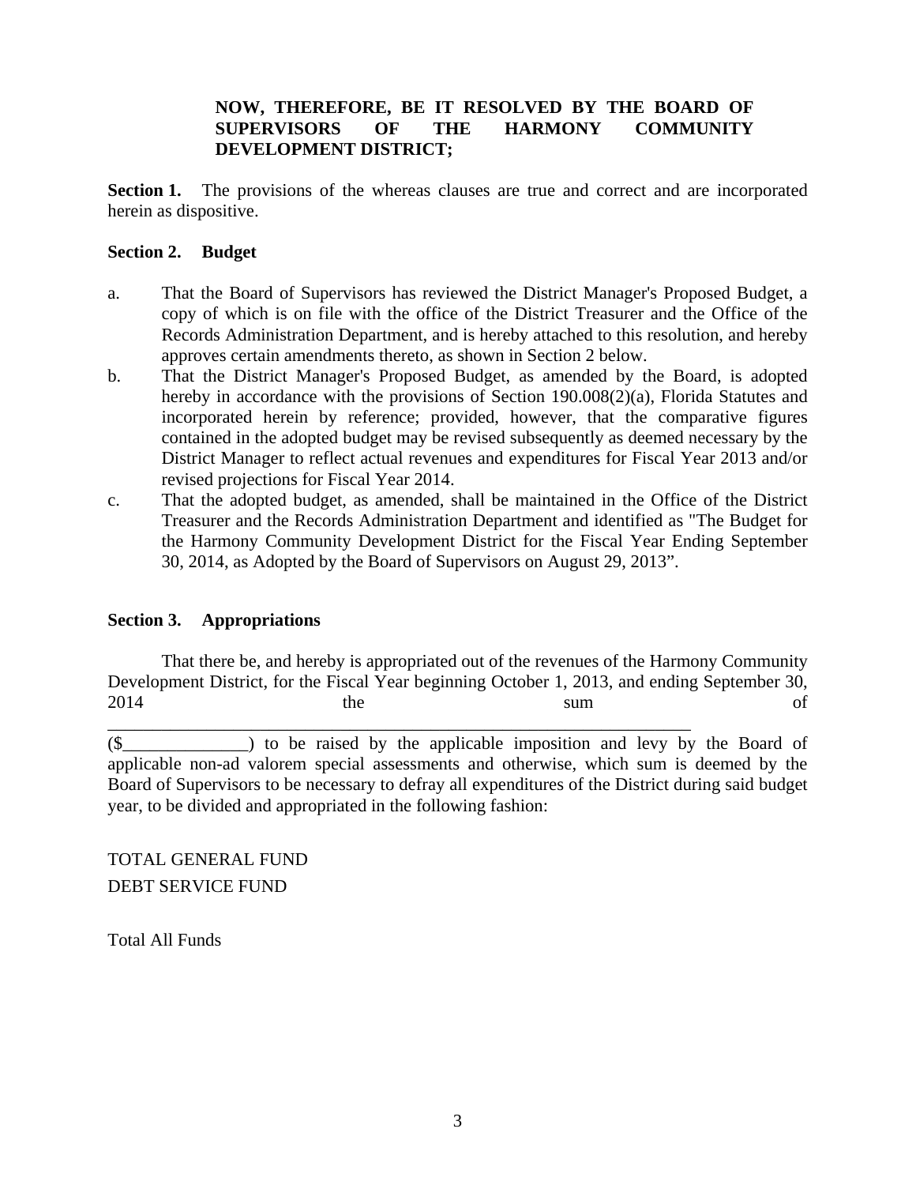**NOW, THEREFORE, BE IT RESOLVED BY THE BOARD OF SUPERVISORS OF THE HARMONY COMMUNITY DEVELOPMENT DISTRICT;**

**Section 1.** The provisions of the whereas clauses are true and correct and are incorporated herein as dispositive.

**Section 2. Budget**

a. That the Board of Supervisors has reviewed the District Manager's Proposed Budget, a copy of which is on file with the office of the District Treasurer and the Office of the Records Administration Department, and is hereby attached to this resolution, and hereby approves certain amendments thereto, as shown in Section 2 below.

b. That the District Manager's Proposed Budget, as amended by the Board, is adopted hereby in accordance with the provisions of Section 190.008(2)(a), Florida Statutes and incorporated herein by reference; provided, however, that the comparative figures contained in the adopted budget may be revised subsequently as deemed necessary by the District Manager to reflect actual revenues and expenditures for Fiscal Year 2013 and/or revised projections for Fiscal Year 2014.

c. That the adopted budget, as amended, shall be maintained in the Office of the District Treasurer and the Records Administration Department and identified as "The Budget for the Harmony Community Development District for the Fiscal Year Ending September 30, 2014, as Adopted by the Board of Supervisors on August 29, 2013".

**Section 3. Appropriations**

That there be, and hereby is appropriated out of the revenues of the Harmony Community Development District, for the Fiscal Year beginning October 1, 2013, and ending September 30, 2014 the sum of ________________________________________________________________ ($______________) to be raised by the applicable imposition and levy by the Board of applicable non-ad valorem special assessments and otherwise, which sum is deemed by the Board of Supervisors to be necessary to defray all expenditures of the District during said budget year, to be divided and appropriated in the following fashion:

TOTAL GENERAL FUND

DEBT SERVICE FUND

Total All Funds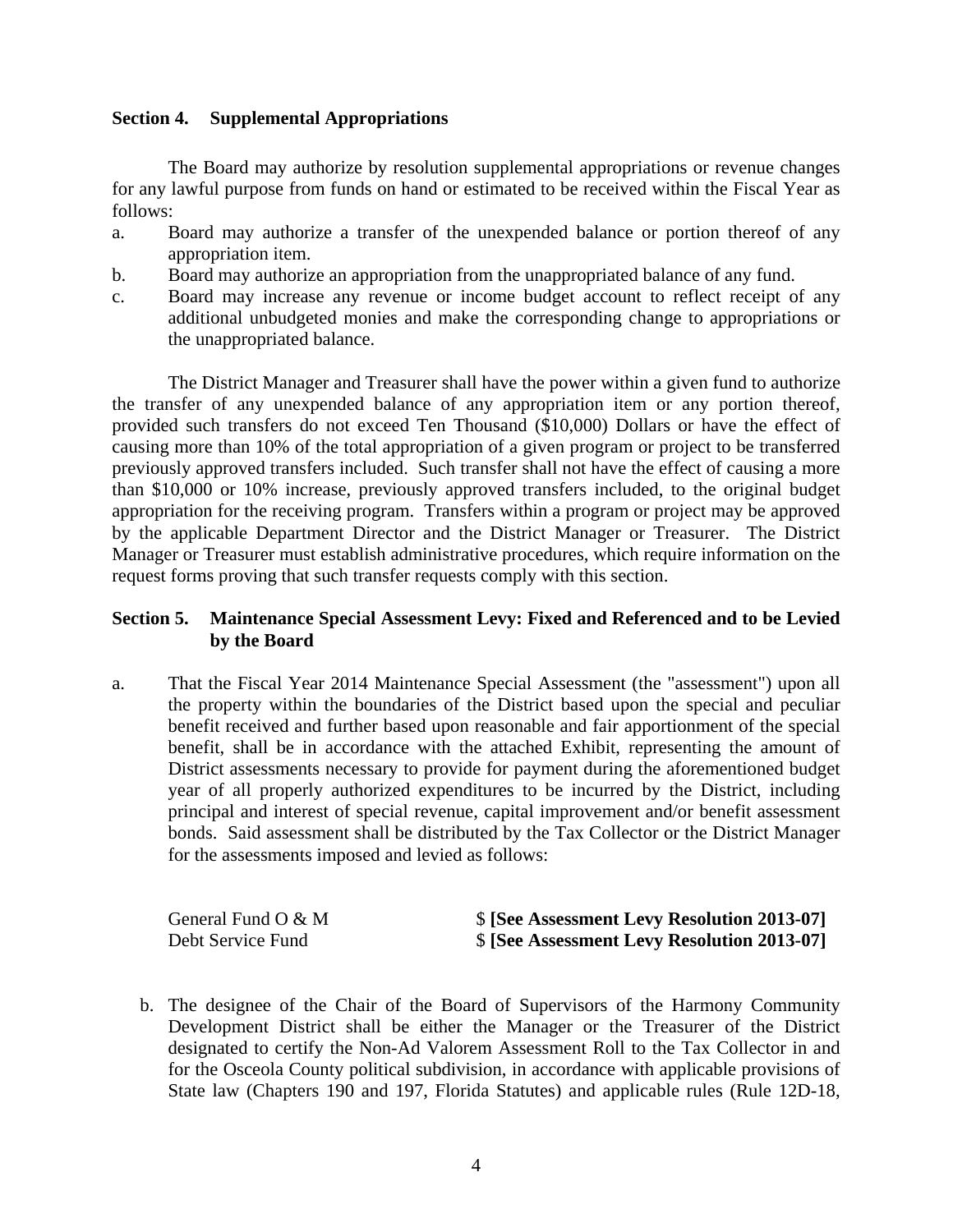**Section 4. Supplemental Appropriations**

The Board may authorize by resolution supplemental appropriations or revenue changes for any lawful purpose from funds on hand or estimated to be received within the Fiscal Year as follows:

a. Board may authorize a transfer of the unexpended balance or portion thereof of any appropriation item.
b. Board may authorize an appropriation from the unappropriated balance of any fund.
c. Board may increase any revenue or income budget account to reflect receipt of any additional unbudgeted monies and make the corresponding change to appropriations or the unappropriated balance.

The District Manager and Treasurer shall have the power within a given fund to authorize the transfer of any unexpended balance of any appropriation item or any portion thereof, provided such transfers do not exceed Ten Thousand ($10,000) Dollars or have the effect of causing more than 10% of the total appropriation of a given program or project to be transferred previously approved transfers included. Such transfer shall not have the effect of causing a more than $10,000 or 10% increase, previously approved transfers included, to the original budget appropriation for the receiving program. Transfers within a program or project may be approved by the applicable Department Director and the District Manager or Treasurer. The District Manager or Treasurer must establish administrative procedures, which require information on the request forms proving that such transfer requests comply with this section.

**Section 5. Maintenance Special Assessment Levy: Fixed and Referenced and to be Levied by the Board**

a. That the Fiscal Year 2014 Maintenance Special Assessment (the "assessment") upon all the property within the boundaries of the District based upon the special and peculiar benefit received and further based upon reasonable and fair apportionment of the special benefit, shall be in accordance with the attached Exhibit, representing the amount of District assessments necessary to provide for payment during the aforementioned budget year of all properly authorized expenditures to be incurred by the District, including principal and interest of special revenue, capital improvement and/or benefit assessment bonds. Said assessment shall be distributed by the Tax Collector or the District Manager for the assessments imposed and levied as follows:

| | |
|---|---|
| General Fund O & M | $ **[See Assessment Levy Resolution 2013-07]** |
| Debt Service Fund | $ **[See Assessment Levy Resolution 2013-07]** |

b. The designee of the Chair of the Board of Supervisors of the Harmony Community Development District shall be either the Manager or the Treasurer of the District designated to certify the Non-Ad Valorem Assessment Roll to the Tax Collector in and for the Osceola County political subdivision, in accordance with applicable provisions of State law (Chapters 190 and 197, Florida Statutes) and applicable rules (Rule 12D-18,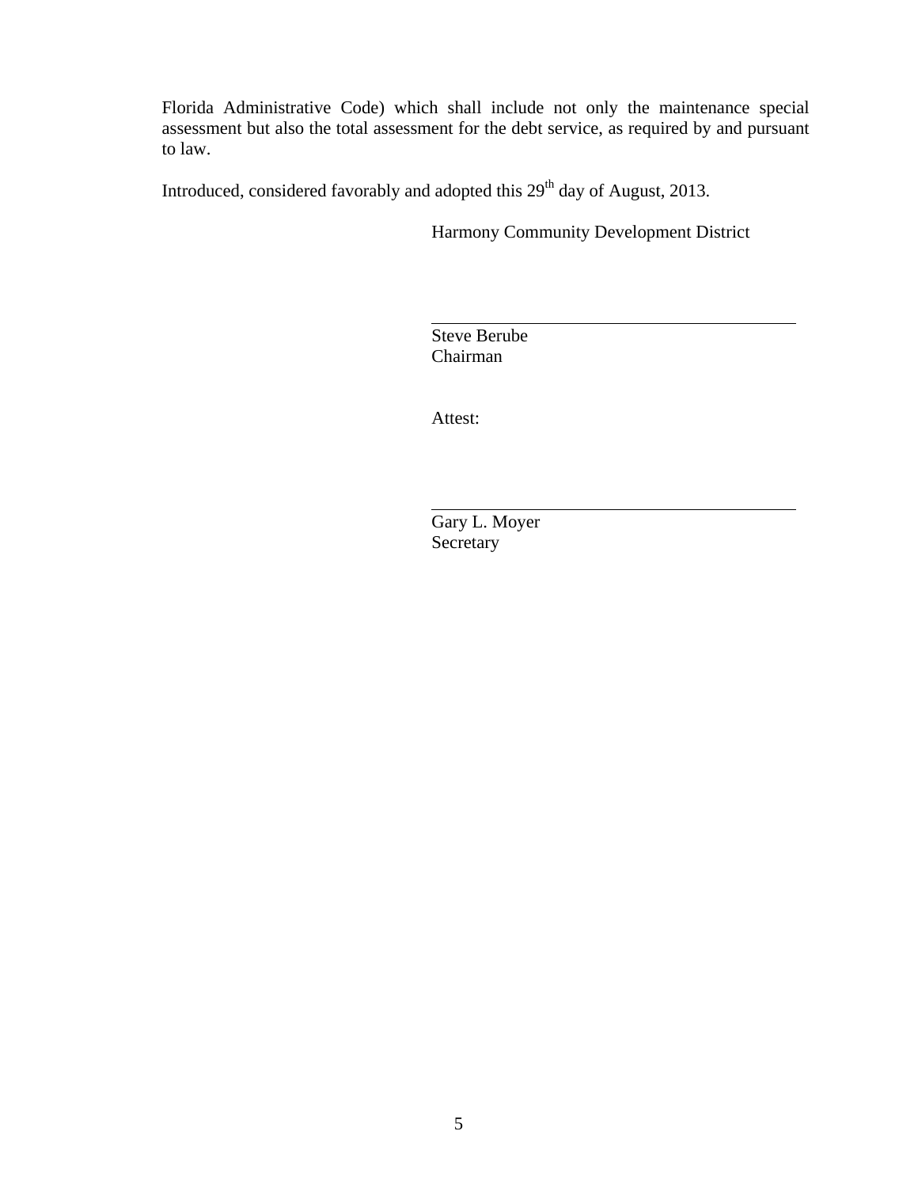Florida Administrative Code) which shall include not only the maintenance special assessment but also the total assessment for the debt service, as required by and pursuant to law.

Introduced, considered favorably and adopted this 29th day of August, 2013.

Harmony Community Development District

\_\_\_\_\_\_\_\_\_\_\_\_\_\_\_\_\_\_\_\_\_\_\_\_\_\_\_\_\_\_\_\_\_\_\_\_\_\_\_\_

Steve Berube  
Chairman

Attest:

\_\_\_\_\_\_\_\_\_\_\_\_\_\_\_\_\_\_\_\_\_\_\_\_\_\_\_\_\_\_\_\_\_\_\_\_\_\_\_\_

Gary L. Moyer  
Secretary